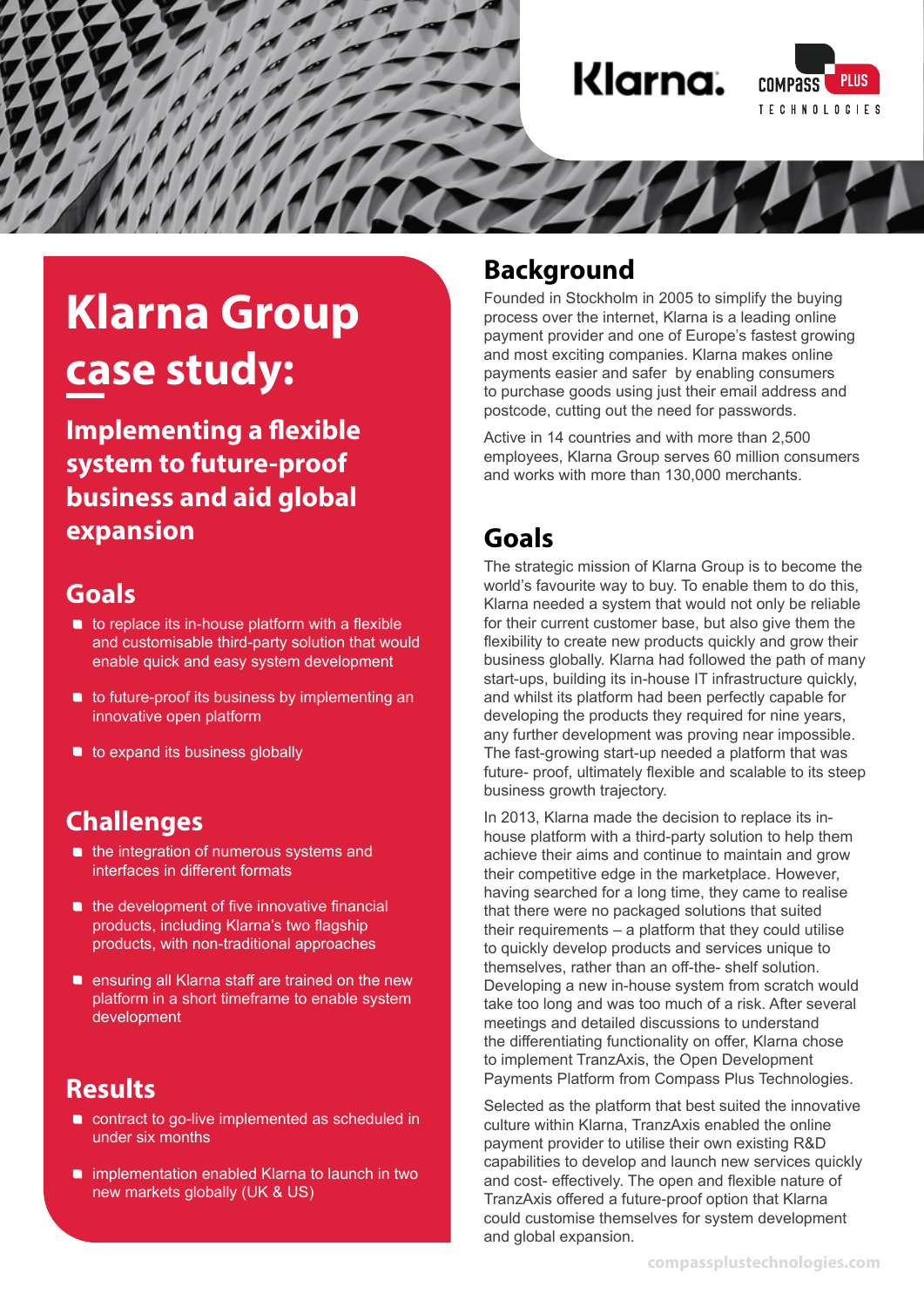Klarna. COMPASS PLUS TECHNOLOGIES

# Klarna Group case study:

## Implementing a flexible system to future-proof business and aid global expansion

### Goals

- to replace its in-house platform with a flexible and customisable third-party solution that would enable quick and easy system development
- to future-proof its business by implementing an innovative open platform
- to expand its business globally

### Challenges

- the integration of numerous systems and interfaces in different formats
- the development of five innovative financial products, including Klarna's two flagship products, with non-traditional approaches
- ensuring all Klarna staff are trained on the new platform in a short timeframe to enable system development

### Results

- contract to go-live implemented as scheduled in under six months
- implementation enabled Klarna to launch in two new markets globally (UK & US)

## Background

Founded in Stockholm in 2005 to simplify the buying process over the internet, Klarna is a leading online payment provider and one of Europe's fastest growing and most exciting companies. Klarna makes online payments easier and safer by enabling consumers to purchase goods using just their email address and postcode, cutting out the need for passwords.

Active in 14 countries and with more than 2,500 employees, Klarna Group serves 60 million consumers and works with more than 130,000 merchants.

## Goals

The strategic mission of Klarna Group is to become the world's favourite way to buy. To enable them to do this, Klarna needed a system that would not only be reliable for their current customer base, but also give them the flexibility to create new products quickly and grow their business globally. Klarna had followed the path of many start-ups, building its in-house IT infrastructure quickly, and whilst its platform had been perfectly capable for developing the products they required for nine years, any further development was proving near impossible. The fast-growing start-up needed a platform that was future- proof, ultimately flexible and scalable to its steep business growth trajectory.

In 2013, Klarna made the decision to replace its in-house platform with a third-party solution to help them achieve their aims and continue to maintain and grow their competitive edge in the marketplace. However, having searched for a long time, they came to realise that there were no packaged solutions that suited their requirements – a platform that they could utilise to quickly develop products and services unique to themselves, rather than an off-the- shelf solution. Developing a new in-house system from scratch would take too long and was too much of a risk. After several meetings and detailed discussions to understand the differentiating functionality on offer, Klarna chose to implement TranzAxis, the Open Development Payments Platform from Compass Plus Technologies.

Selected as the platform that best suited the innovative culture within Klarna, TranzAxis enabled the online payment provider to utilise their own existing R&D capabilities to develop and launch new services quickly and cost- effectively. The open and flexible nature of TranzAxis offered a future-proof option that Klarna could customise themselves for system development and global expansion.

compassplustechnologies.com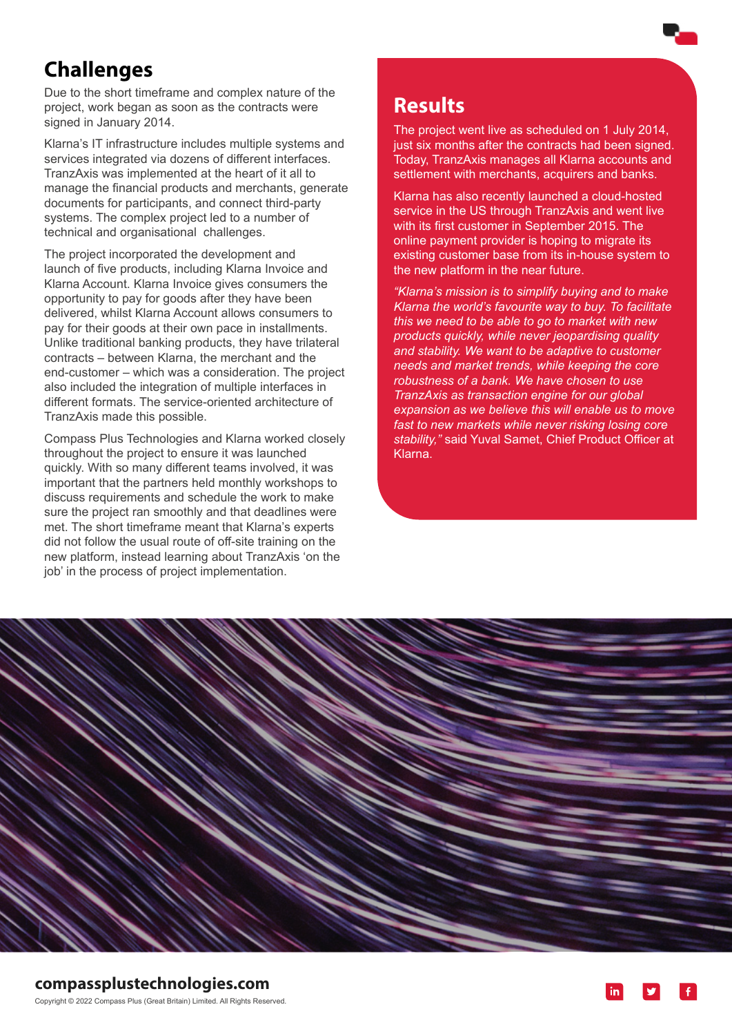## Challenges

Due to the short timeframe and complex nature of the project, work began as soon as the contracts were signed in January 2014.

Klarna's IT infrastructure includes multiple systems and services integrated via dozens of different interfaces. TranzAxis was implemented at the heart of it all to manage the financial products and merchants, generate documents for participants, and connect third-party systems. The complex project led to a number of technical and organisational challenges.

The project incorporated the development and launch of five products, including Klarna Invoice and Klarna Account. Klarna Invoice gives consumers the opportunity to pay for goods after they have been delivered, whilst Klarna Account allows consumers to pay for their goods at their own pace in installments. Unlike traditional banking products, they have trilateral contracts – between Klarna, the merchant and the end-customer – which was a consideration. The project also included the integration of multiple interfaces in different formats. The service-oriented architecture of TranzAxis made this possible.

Compass Plus Technologies and Klarna worked closely throughout the project to ensure it was launched quickly. With so many different teams involved, it was important that the partners held monthly workshops to discuss requirements and schedule the work to make sure the project ran smoothly and that deadlines were met. The short timeframe meant that Klarna's experts did not follow the usual route of off-site training on the new platform, instead learning about TranzAxis 'on the job' in the process of project implementation.

## Results

The project went live as scheduled on 1 July 2014, just six months after the contracts had been signed. Today, TranzAxis manages all Klarna accounts and settlement with merchants, acquirers and banks.

Klarna has also recently launched a cloud-hosted service in the US through TranzAxis and went live with its first customer in September 2015. The online payment provider is hoping to migrate its existing customer base from its in-house system to the new platform in the near future.

*"Klarna's mission is to simplify buying and to make Klarna the world's favourite way to buy. To facilitate this we need to be able to go to market with new products quickly, while never jeopardising quality and stability. We want to be adaptive to customer needs and market trends, while keeping the core robustness of a bank. We have chosen to use TranzAxis as transaction engine for our global expansion as we believe this will enable us to move fast to new markets while never risking losing core stability,"* said Yuval Samet, Chief Product Officer at Klarna.

**compassplustechnologies.com**

Copyright © 2022 Compass Plus (Great Britain) Limited. All Rights Reserved.